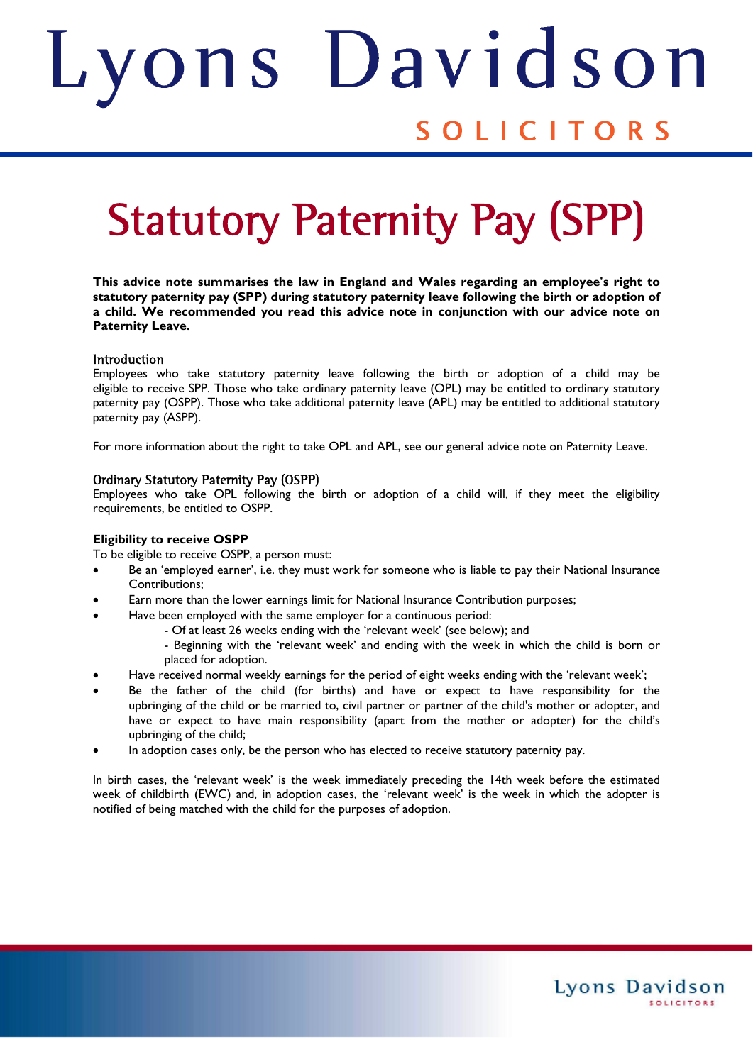# Statutory Paternity Pay (SPP)

**This advice note summarises the law in England and Wales regarding an employee's right to statutory paternity pay (SPP) during statutory paternity leave following the birth or adoption of a child. We recommended you read this advice note in conjunction with our advice note on Paternity Leave.**

## Introduction

Employees who take statutory paternity leave following the birth or adoption of a child may be eligible to receive SPP. Those who take ordinary paternity leave (OPL) may be entitled to ordinary statutory paternity pay (OSPP). Those who take additional paternity leave (APL) may be entitled to additional statutory paternity pay (ASPP).

For more information about the right to take OPL and APL, see our general advice note on Paternity Leave.

## Ordinary Statutory Paternity Pay (OSPP)

Employees who take OPL following the birth or adoption of a child will, if they meet the eligibility requirements, be entitled to OSPP.

**Eligibility to receive OSPP**

To be eligible to receive OSPP, a person must:

- Be an 'employed earner', i.e. they must work for someone who is liable to pay their National Insurance Contributions;
- Earn more than the lower earnings limit for National Insurance Contribution purposes;
- Have been employed with the same employer for a continuous period:
  - Of at least 26 weeks ending with the 'relevant week' (see below); and
  - Beginning with the 'relevant week' and ending with the week in which the child is born or placed for adoption.
- Have received normal weekly earnings for the period of eight weeks ending with the 'relevant week';
- Be the father of the child (for births) and have or expect to have responsibility for the upbringing of the child or be married to, civil partner or partner of the child's mother or adopter, and have or expect to have main responsibility (apart from the mother or adopter) for the child's upbringing of the child;
- In adoption cases only, be the person who has elected to receive statutory paternity pay.

In birth cases, the 'relevant week' is the week immediately preceding the 14th week before the estimated week of childbirth (EWC) and, in adoption cases, the 'relevant week' is the week in which the adopter is notified of being matched with the child for the purposes of adoption.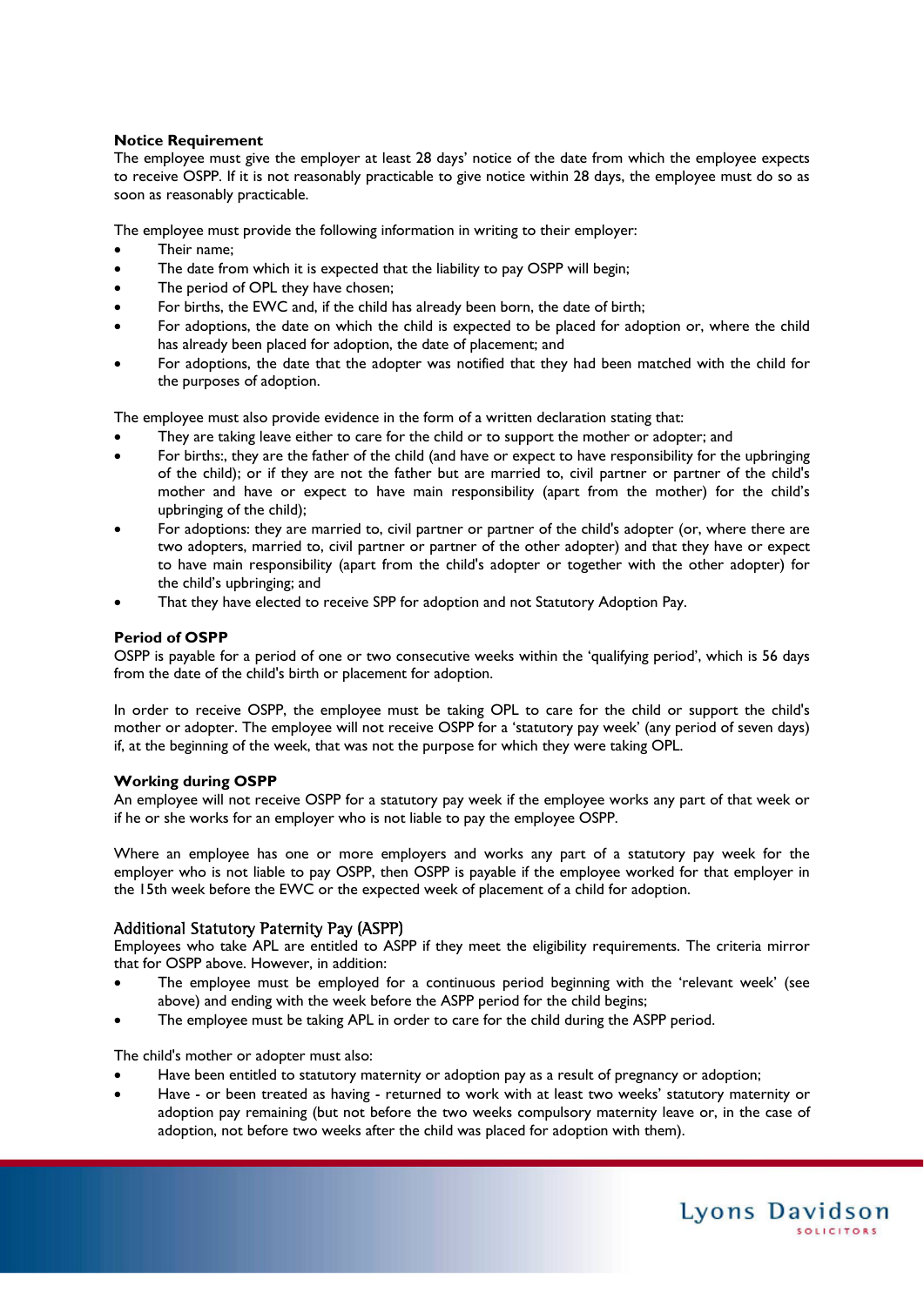**Notice Requirement**

The employee must give the employer at least 28 days' notice of the date from which the employee expects to receive OSPP. If it is not reasonably practicable to give notice within 28 days, the employee must do so as soon as reasonably practicable.

The employee must provide the following information in writing to their employer:

- Their name;
- The date from which it is expected that the liability to pay OSPP will begin;
- The period of OPL they have chosen;
- For births, the EWC and, if the child has already been born, the date of birth;
- For adoptions, the date on which the child is expected to be placed for adoption or, where the child has already been placed for adoption, the date of placement; and
- For adoptions, the date that the adopter was notified that they had been matched with the child for the purposes of adoption.

The employee must also provide evidence in the form of a written declaration stating that:

- They are taking leave either to care for the child or to support the mother or adopter; and
- For births:, they are the father of the child (and have or expect to have responsibility for the upbringing of the child); or if they are not the father but are married to, civil partner or partner of the child's mother and have or expect to have main responsibility (apart from the mother) for the child's upbringing of the child);
- For adoptions: they are married to, civil partner or partner of the child's adopter (or, where there are two adopters, married to, civil partner or partner of the other adopter) and that they have or expect to have main responsibility (apart from the child's adopter or together with the other adopter) for the child's upbringing; and
- That they have elected to receive SPP for adoption and not Statutory Adoption Pay.

**Period of OSPP**

OSPP is payable for a period of one or two consecutive weeks within the 'qualifying period', which is 56 days from the date of the child's birth or placement for adoption.

In order to receive OSPP, the employee must be taking OPL to care for the child or support the child's mother or adopter. The employee will not receive OSPP for a 'statutory pay week' (any period of seven days) if, at the beginning of the week, that was not the purpose for which they were taking OPL.

**Working during OSPP**

An employee will not receive OSPP for a statutory pay week if the employee works any part of that week or if he or she works for an employer who is not liable to pay the employee OSPP.

Where an employee has one or more employers and works any part of a statutory pay week for the employer who is not liable to pay OSPP, then OSPP is payable if the employee worked for that employer in the 15th week before the EWC or the expected week of placement of a child for adoption.

## Additional Statutory Paternity Pay (ASPP)

Employees who take APL are entitled to ASPP if they meet the eligibility requirements. The criteria mirror that for OSPP above. However, in addition:

- The employee must be employed for a continuous period beginning with the 'relevant week' (see above) and ending with the week before the ASPP period for the child begins;
- The employee must be taking APL in order to care for the child during the ASPP period.

The child's mother or adopter must also:

- Have been entitled to statutory maternity or adoption pay as a result of pregnancy or adoption;
- Have - or been treated as having - returned to work with at least two weeks' statutory maternity or adoption pay remaining (but not before the two weeks compulsory maternity leave or, in the case of adoption, not before two weeks after the child was placed for adoption with them).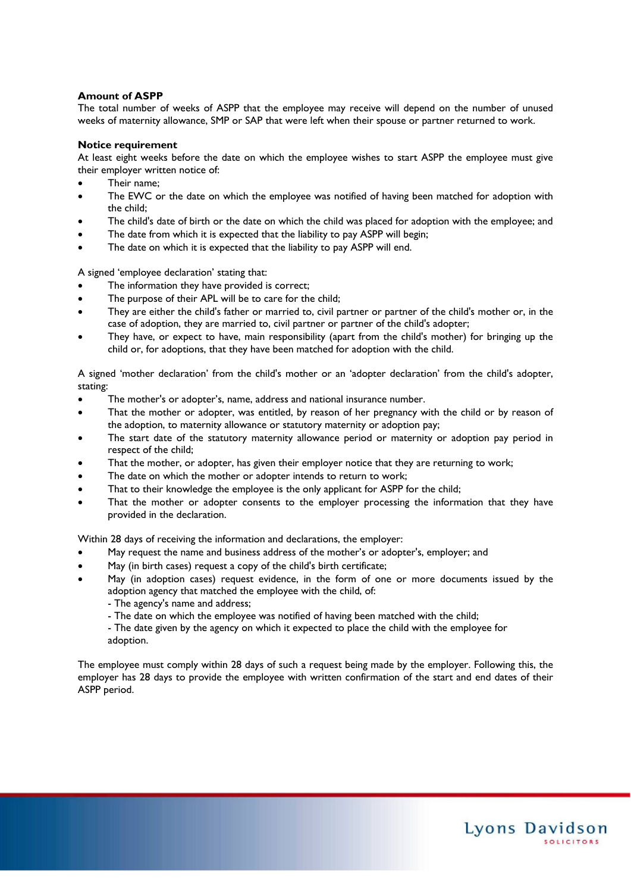**Amount of ASPP**

The total number of weeks of ASPP that the employee may receive will depend on the number of unused weeks of maternity allowance, SMP or SAP that were left when their spouse or partner returned to work.

**Notice requirement**

At least eight weeks before the date on which the employee wishes to start ASPP the employee must give their employer written notice of:

- Their name;
- The EWC or the date on which the employee was notified of having been matched for adoption with the child;
- The child's date of birth or the date on which the child was placed for adoption with the employee; and
- The date from which it is expected that the liability to pay ASPP will begin;
- The date on which it is expected that the liability to pay ASPP will end.

A signed 'employee declaration' stating that:

- The information they have provided is correct;
- The purpose of their APL will be to care for the child;
- They are either the child's father or married to, civil partner or partner of the child's mother or, in the case of adoption, they are married to, civil partner or partner of the child's adopter;
- They have, or expect to have, main responsibility (apart from the child's mother) for bringing up the child or, for adoptions, that they have been matched for adoption with the child.

A signed 'mother declaration' from the child's mother or an 'adopter declaration' from the child's adopter, stating:

- The mother's or adopter's, name, address and national insurance number.
- That the mother or adopter, was entitled, by reason of her pregnancy with the child or by reason of the adoption, to maternity allowance or statutory maternity or adoption pay;
- The start date of the statutory maternity allowance period or maternity or adoption pay period in respect of the child;
- That the mother, or adopter, has given their employer notice that they are returning to work;
- The date on which the mother or adopter intends to return to work;
- That to their knowledge the employee is the only applicant for ASPP for the child;
- That the mother or adopter consents to the employer processing the information that they have provided in the declaration.

Within 28 days of receiving the information and declarations, the employer:

- May request the name and business address of the mother's or adopter's, employer; and
- May (in birth cases) request a copy of the child's birth certificate;
- May (in adoption cases) request evidence, in the form of one or more documents issued by the adoption agency that matched the employee with the child, of:
  - The agency's name and address;
  - The date on which the employee was notified of having been matched with the child;
  - The date given by the agency on which it expected to place the child with the employee for adoption.

The employee must comply within 28 days of such a request being made by the employer. Following this, the employer has 28 days to provide the employee with written confirmation of the start and end dates of their ASPP period.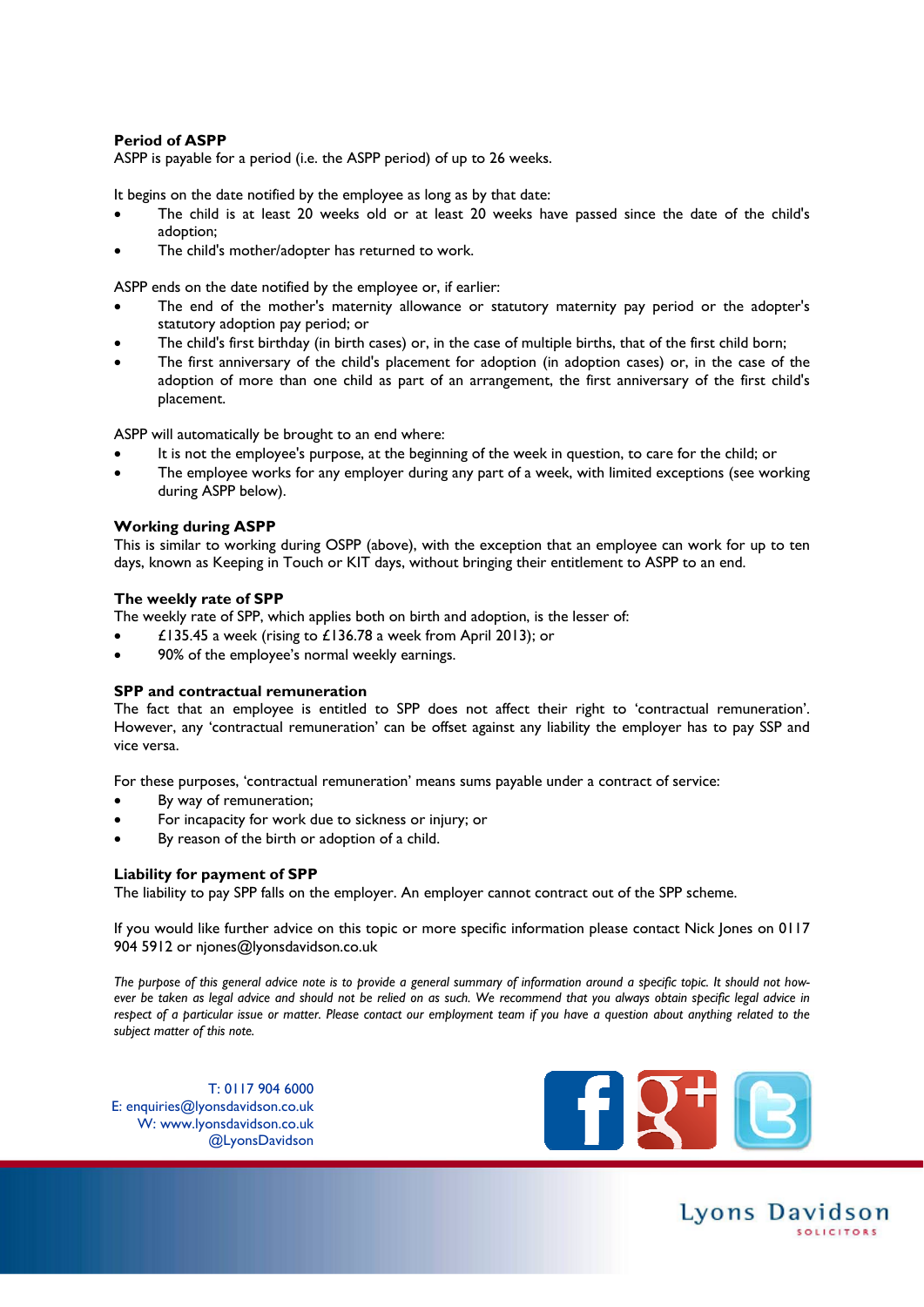**Period of ASPP**

ASPP is payable for a period (i.e. the ASPP period) of up to 26 weeks.

It begins on the date notified by the employee as long as by that date:

- The child is at least 20 weeks old or at least 20 weeks have passed since the date of the child's adoption;
- The child's mother/adopter has returned to work.

ASPP ends on the date notified by the employee or, if earlier:

- The end of the mother's maternity allowance or statutory maternity pay period or the adopter's statutory adoption pay period; or
- The child's first birthday (in birth cases) or, in the case of multiple births, that of the first child born;
- The first anniversary of the child's placement for adoption (in adoption cases) or, in the case of the adoption of more than one child as part of an arrangement, the first anniversary of the first child's placement.

ASPP will automatically be brought to an end where:

- It is not the employee's purpose, at the beginning of the week in question, to care for the child; or
- The employee works for any employer during any part of a week, with limited exceptions (see working during ASPP below).

**Working during ASPP**

This is similar to working during OSPP (above), with the exception that an employee can work for up to ten days, known as Keeping in Touch or KIT days, without bringing their entitlement to ASPP to an end.

**The weekly rate of SPP**

The weekly rate of SPP, which applies both on birth and adoption, is the lesser of:

- £135.45 a week (rising to £136.78 a week from April 2013); or
- 90% of the employee's normal weekly earnings.

**SPP and contractual remuneration**

The fact that an employee is entitled to SPP does not affect their right to 'contractual remuneration'. However, any 'contractual remuneration' can be offset against any liability the employer has to pay SSP and vice versa.

For these purposes, 'contractual remuneration' means sums payable under a contract of service:

- By way of remuneration;
- For incapacity for work due to sickness or injury; or
- By reason of the birth or adoption of a child.

**Liability for payment of SPP**

The liability to pay SPP falls on the employer. An employer cannot contract out of the SPP scheme.

If you would like further advice on this topic or more specific information please contact Nick Jones on 0117 904 5912 or njones@lyonsdavidson.co.uk

*The purpose of this general advice note is to provide a general summary of information around a specific topic. It should not however be taken as legal advice and should not be relied on as such. We recommend that you always obtain specific legal advice in respect of a particular issue or matter. Please contact our employment team if you have a question about anything related to the subject matter of this note.*

T: 0117 904 6000
E: enquiries@lyonsdavidson.co.uk
W: www.lyonsdavidson.co.uk
@LyonsDavidson

Lyons Davidson
SOLICITORS